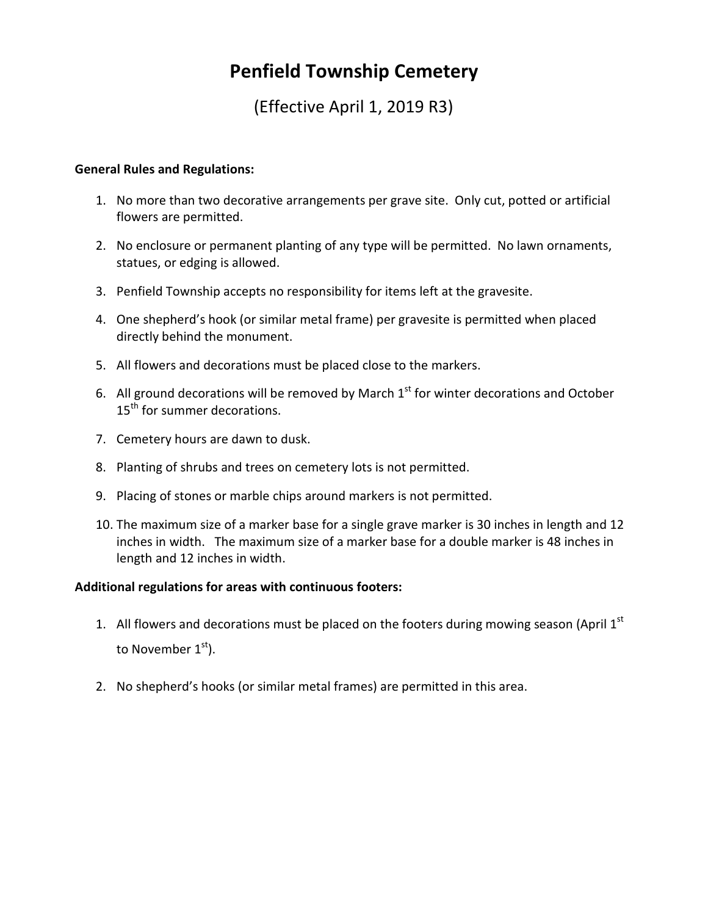# Penfield Township Cemetery

(Effective April 1, 2019 R3)

**General Rules and Regulations:**

1. No more than two decorative arrangements per grave site. Only cut, potted or artificial flowers are permitted.
2. No enclosure or permanent planting of any type will be permitted. No lawn ornaments, statues, or edging is allowed.
3. Penfield Township accepts no responsibility for items left at the gravesite.
4. One shepherd's hook (or similar metal frame) per gravesite is permitted when placed directly behind the monument.
5. All flowers and decorations must be placed close to the markers.
6. All ground decorations will be removed by March 1st for winter decorations and October 15th for summer decorations.
7. Cemetery hours are dawn to dusk.
8. Planting of shrubs and trees on cemetery lots is not permitted.
9. Placing of stones or marble chips around markers is not permitted.
10. The maximum size of a marker base for a single grave marker is 30 inches in length and 12 inches in width. The maximum size of a marker base for a double marker is 48 inches in length and 12 inches in width.

**Additional regulations for areas with continuous footers:**

1. All flowers and decorations must be placed on the footers during mowing season (April 1st to November 1st).
2. No shepherd's hooks (or similar metal frames) are permitted in this area.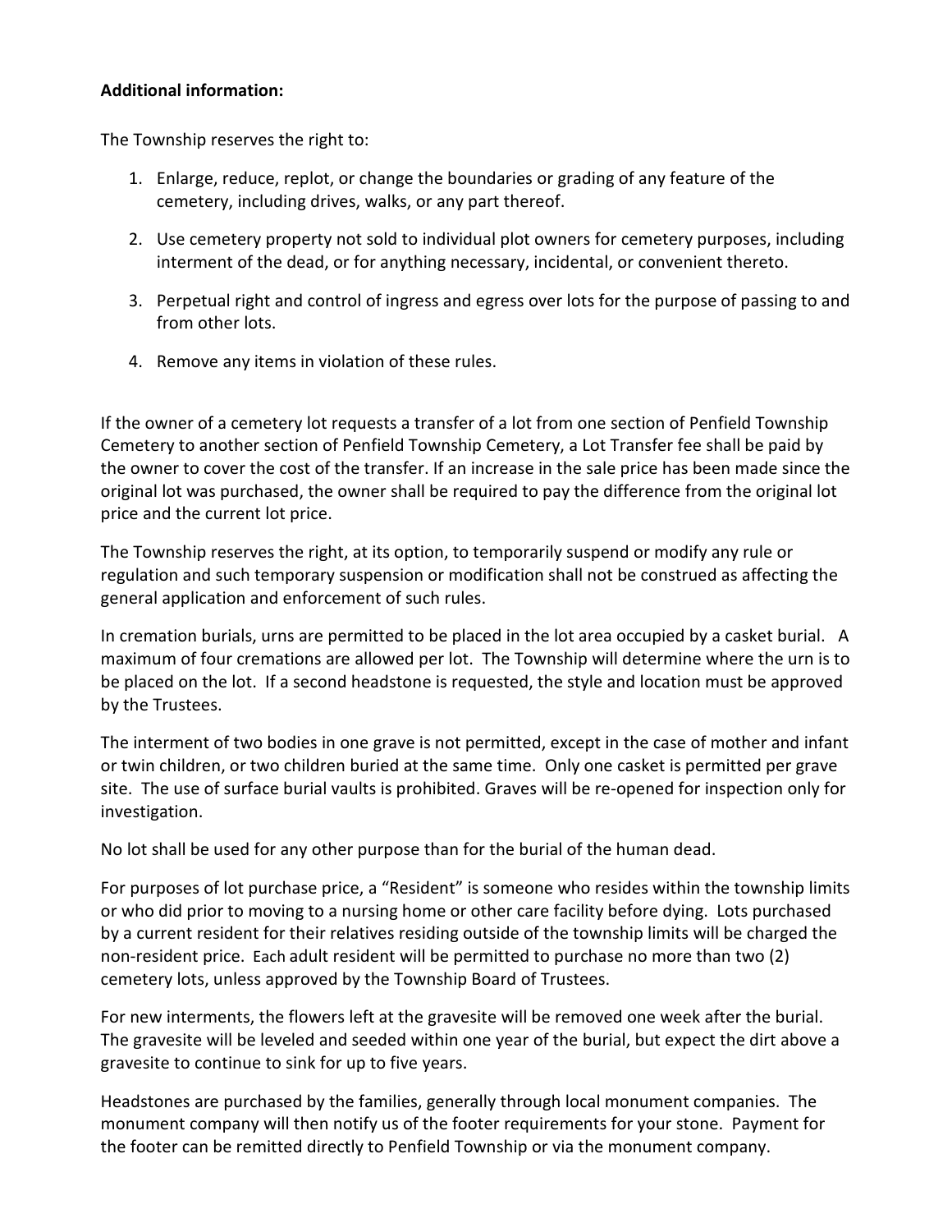**Additional information:**

The Township reserves the right to:

1. Enlarge, reduce, replot, or change the boundaries or grading of any feature of the cemetery, including drives, walks, or any part thereof.
2. Use cemetery property not sold to individual plot owners for cemetery purposes, including interment of the dead, or for anything necessary, incidental, or convenient thereto.
3. Perpetual right and control of ingress and egress over lots for the purpose of passing to and from other lots.
4. Remove any items in violation of these rules.

If the owner of a cemetery lot requests a transfer of a lot from one section of Penfield Township Cemetery to another section of Penfield Township Cemetery, a Lot Transfer fee shall be paid by the owner to cover the cost of the transfer. If an increase in the sale price has been made since the original lot was purchased, the owner shall be required to pay the difference from the original lot price and the current lot price.

The Township reserves the right, at its option, to temporarily suspend or modify any rule or regulation and such temporary suspension or modification shall not be construed as affecting the general application and enforcement of such rules.

In cremation burials, urns are permitted to be placed in the lot area occupied by a casket burial. A maximum of four cremations are allowed per lot. The Township will determine where the urn is to be placed on the lot. If a second headstone is requested, the style and location must be approved by the Trustees.

The interment of two bodies in one grave is not permitted, except in the case of mother and infant or twin children, or two children buried at the same time. Only one casket is permitted per grave site. The use of surface burial vaults is prohibited. Graves will be re-opened for inspection only for investigation.

No lot shall be used for any other purpose than for the burial of the human dead.

For purposes of lot purchase price, a "Resident" is someone who resides within the township limits or who did prior to moving to a nursing home or other care facility before dying. Lots purchased by a current resident for their relatives residing outside of the township limits will be charged the non-resident price. Each adult resident will be permitted to purchase no more than two (2) cemetery lots, unless approved by the Township Board of Trustees.

For new interments, the flowers left at the gravesite will be removed one week after the burial. The gravesite will be leveled and seeded within one year of the burial, but expect the dirt above a gravesite to continue to sink for up to five years.

Headstones are purchased by the families, generally through local monument companies. The monument company will then notify us of the footer requirements for your stone. Payment for the footer can be remitted directly to Penfield Township or via the monument company.